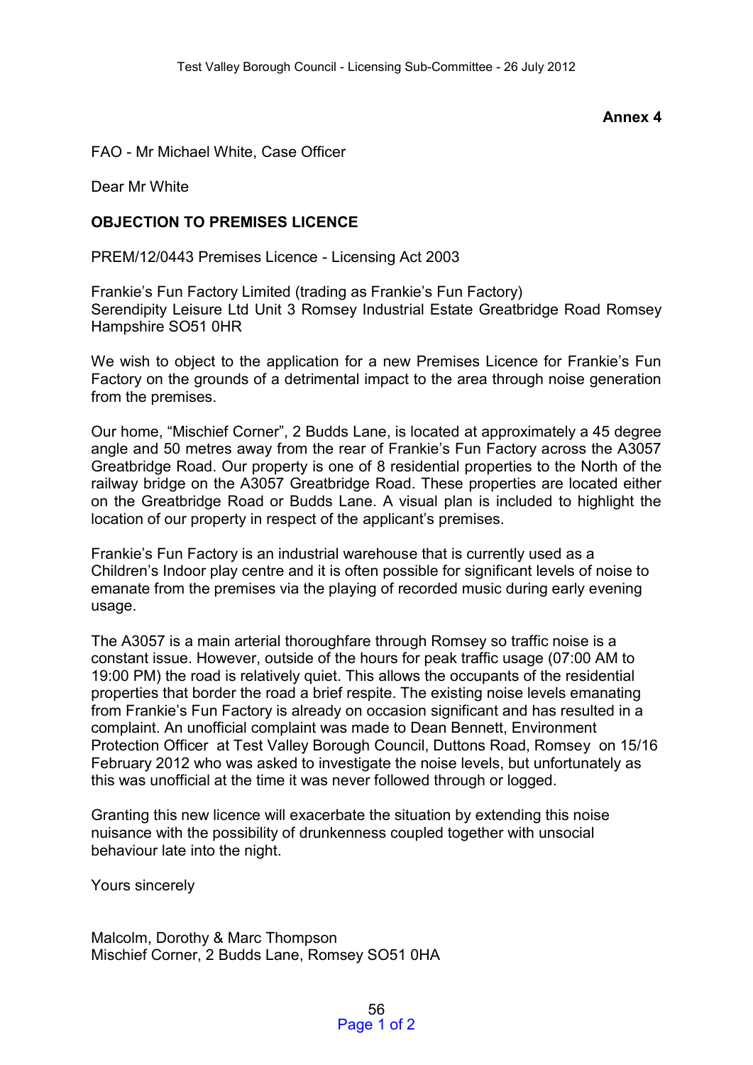**Annex 4**

FAO - Mr Michael White, Case Officer

Dear Mr White

**OBJECTION TO PREMISES LICENCE**

PREM/12/0443 Premises Licence - Licensing Act 2003

Frankie's Fun Factory Limited (trading as Frankie's Fun Factory)
Serendipity Leisure Ltd Unit 3 Romsey Industrial Estate Greatbridge Road Romsey Hampshire SO51 0HR

We wish to object to the application for a new Premises Licence for Frankie's Fun Factory on the grounds of a detrimental impact to the area through noise generation from the premises.

Our home, "Mischief Corner", 2 Budds Lane, is located at approximately a 45 degree angle and 50 metres away from the rear of Frankie's Fun Factory across the A3057 Greatbridge Road. Our property is one of 8 residential properties to the North of the railway bridge on the A3057 Greatbridge Road. These properties are located either on the Greatbridge Road or Budds Lane. A visual plan is included to highlight the location of our property in respect of the applicant's premises.

Frankie's Fun Factory is an industrial warehouse that is currently used as a Children's Indoor play centre and it is often possible for significant levels of noise to emanate from the premises via the playing of recorded music during early evening usage.

The A3057 is a main arterial thoroughfare through Romsey so traffic noise is a constant issue. However, outside of the hours for peak traffic usage (07:00 AM to 19:00 PM) the road is relatively quiet. This allows the occupants of the residential properties that border the road a brief respite. The existing noise levels emanating from Frankie's Fun Factory is already on occasion significant and has resulted in a complaint. An unofficial complaint was made to Dean Bennett, Environment Protection Officer at Test Valley Borough Council, Duttons Road, Romsey on 15/16 February 2012 who was asked to investigate the noise levels, but unfortunately as this was unofficial at the time it was never followed through or logged.

Granting this new licence will exacerbate the situation by extending this noise nuisance with the possibility of drunkenness coupled together with unsocial behaviour late into the night.

Yours sincerely

Malcolm, Dorothy & Marc Thompson
Mischief Corner, 2 Budds Lane, Romsey SO51 0HA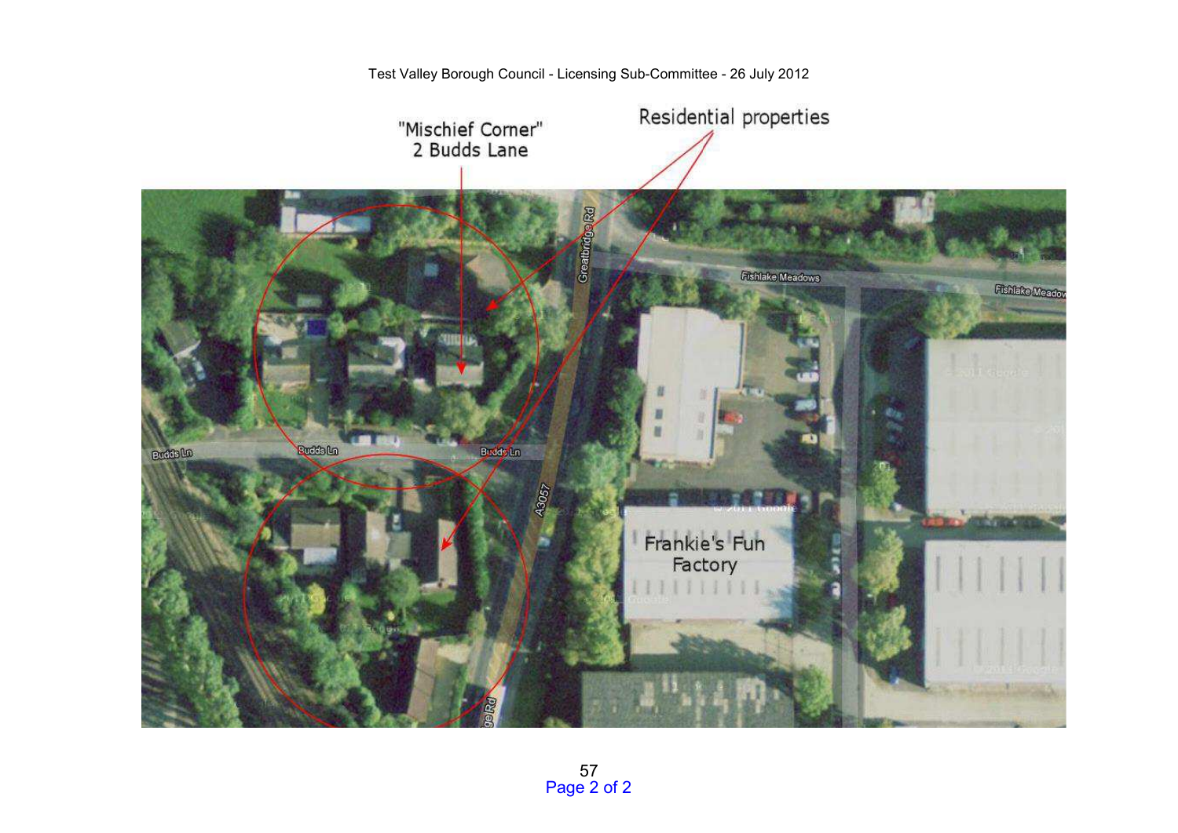"Mischief Corner"
2 Budds Lane

Residential properties

Greatbridge Rd

Fishlake Meadows

Budds Ln

A3057

Frankie's Fun Factory